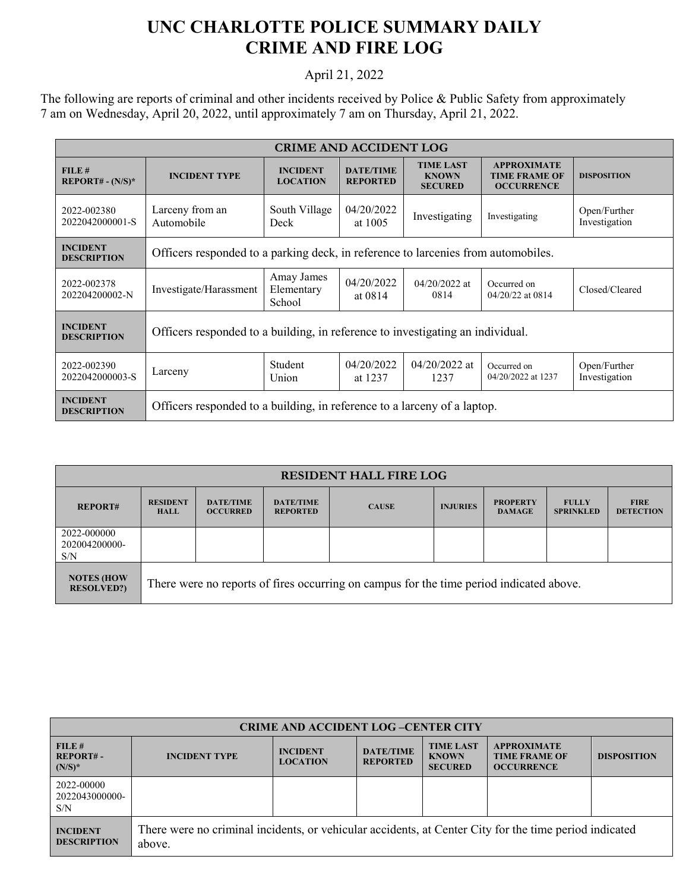# UNC CHARLOTTE POLICE SUMMARY DAILY CRIME AND FIRE LOG

April 21, 2022

The following are reports of criminal and other incidents received by Police & Public Safety from approximately 7 am on Wednesday, April 20, 2022, until approximately 7 am on Thursday, April 21, 2022.

| CRIME AND ACCIDENT LOG | | | | | | |
|---|---|---|---|---|---|---|
| FILE # REPORT# - (N/S)* | INCIDENT TYPE | INCIDENT LOCATION | DATE/TIME REPORTED | TIME LAST KNOWN SECURED | APPROXIMATE TIME FRAME OF OCCURRENCE | DISPOSITION |
| 2022-002380 2022042000001-S | Larceny from an Automobile | South Village Deck | 04/20/2022 at 1005 | Investigating | Investigating | Open/Further Investigation |
| INCIDENT DESCRIPTION | Officers responded to a parking deck, in reference to larcenies from automobiles. | | | | | |
| 2022-002378 202204200002-N | Investigate/Harassment | Amay James Elementary School | 04/20/2022 at 0814 | 04/20/2022 at 0814 | Occurred on 04/20/22 at 0814 | Closed/Cleared |
| INCIDENT DESCRIPTION | Officers responded to a building, in reference to investigating an individual. | | | | | |
| 2022-002390 2022042000003-S | Larceny | Student Union | 04/20/2022 at 1237 | 04/20/2022 at 1237 | Occurred on 04/20/2022 at 1237 | Open/Further Investigation |
| INCIDENT DESCRIPTION | Officers responded to a building, in reference to a larceny of a laptop. | | | | | |

| RESIDENT HALL FIRE LOG | | | | | | | | |
|---|---|---|---|---|---|---|---|---|
| REPORT# | RESIDENT HALL | DATE/TIME OCCURRED | DATE/TIME REPORTED | CAUSE | INJURIES | PROPERTY DAMAGE | FULLY SPRINKLED | FIRE DETECTION |
| 2022-000000 202004200000-S/N | | | | | | | | |
| NOTES (HOW RESOLVED?) | There were no reports of fires occurring on campus for the time period indicated above. | | | | | | | |

| CRIME AND ACCIDENT LOG –CENTER CITY | | | | | | |
|---|---|---|---|---|---|---|
| FILE # REPORT# - (N/S)* | INCIDENT TYPE | INCIDENT LOCATION | DATE/TIME REPORTED | TIME LAST KNOWN SECURED | APPROXIMATE TIME FRAME OF OCCURRENCE | DISPOSITION |
| 2022-00000 2022043000000-S/N | | | | | | |
| INCIDENT DESCRIPTION | There were no criminal incidents, or vehicular accidents, at Center City for the time period indicated above. | | | | | |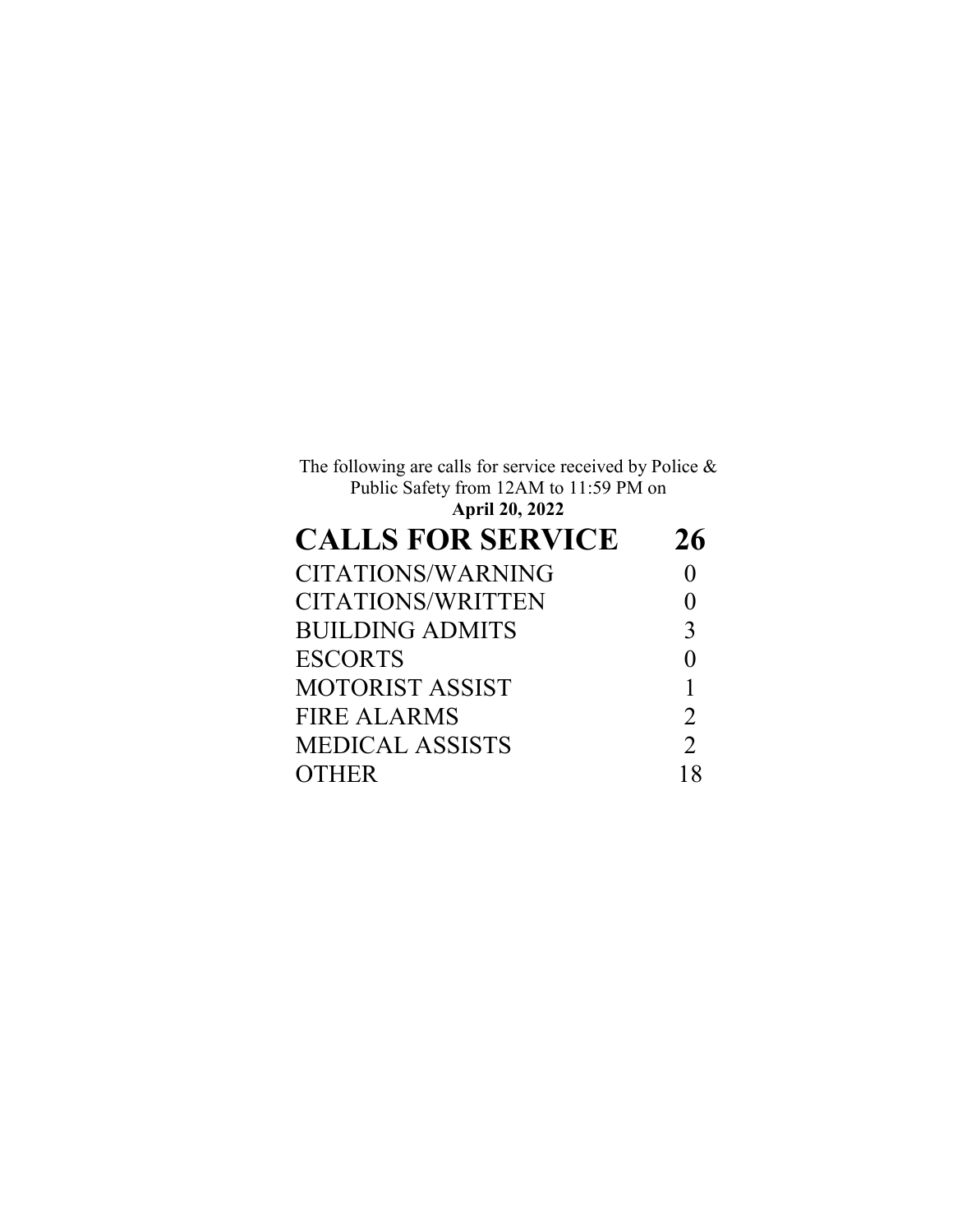The following are calls for service received by Police & Public Safety from 12AM to 11:59 PM on

**April 20, 2022**

| | |
|---|---|
| **CALLS FOR SERVICE** | **26** |
| CITATIONS/WARNING | 0 |
| CITATIONS/WRITTEN | 0 |
| BUILDING ADMITS | 3 |
| ESCORTS | 0 |
| MOTORIST ASSIST | 1 |
| FIRE ALARMS | 2 |
| MEDICAL ASSISTS | 2 |
| OTHER | 18 |